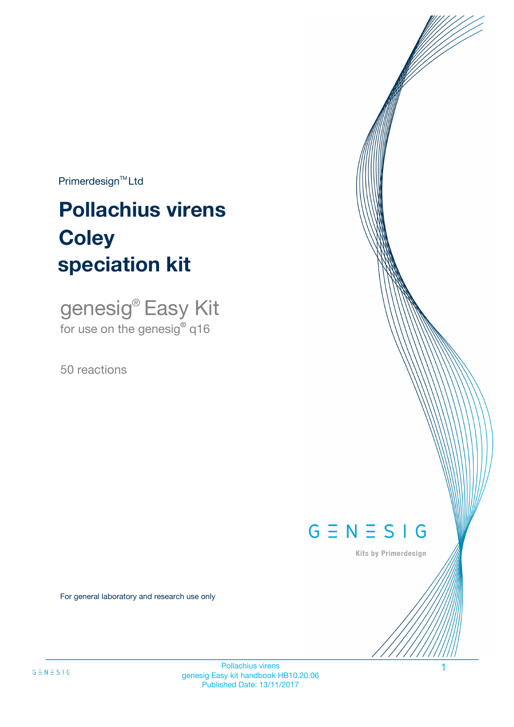Primerdesign™ Ltd

# Pollachius virens Coley speciation kit

genesig® Easy Kit

for use on the genesig® q16

50 reactions

GENESIG

Kits by Primerdesign

For general laboratory and research use only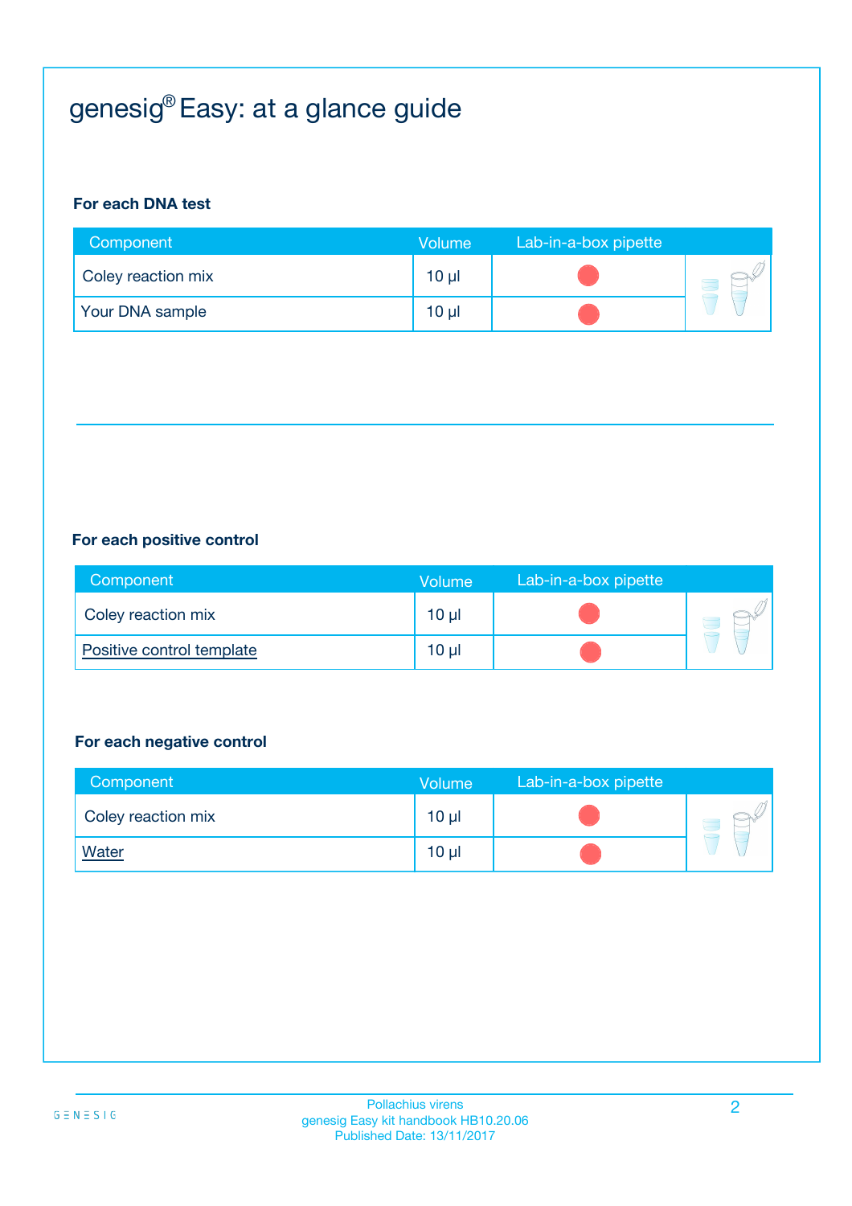# genesig® Easy: at a glance guide

**For each DNA test**

| Component | Volume | Lab-in-a-box pipette |
|---|---|---|
| Coley reaction mix | 10 µl | |
| Your DNA sample | 10 µl | |

**For each positive control**

| Component | Volume | Lab-in-a-box pipette |
|---|---|---|
| Coley reaction mix | 10 µl | |
| Positive control template | 10 µl | |

**For each negative control**

| Component | Volume | Lab-in-a-box pipette |
|---|---|---|
| Coley reaction mix | 10 µl | |
| Water | 10 µl | |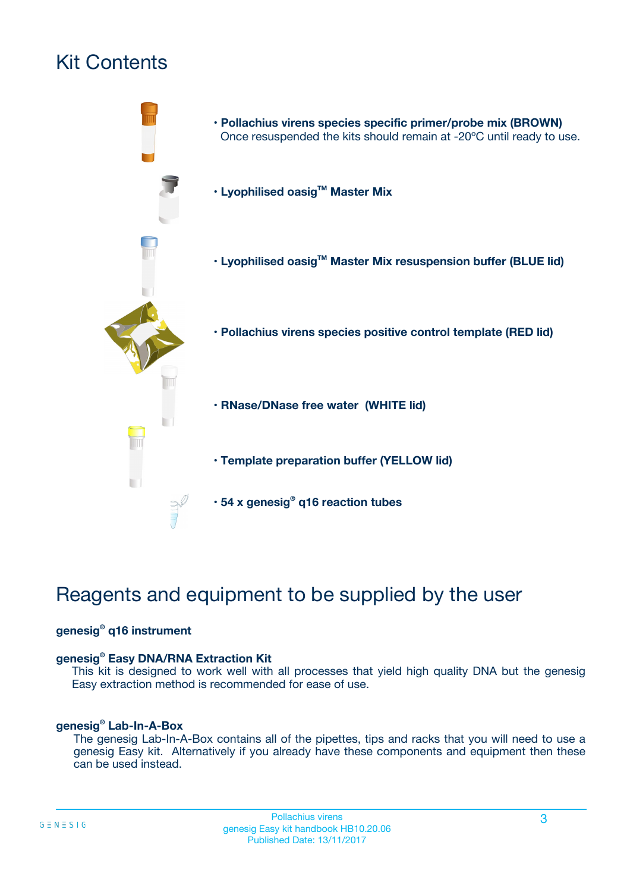# Kit Contents

- **Pollachius virens species specific primer/probe mix (BROWN)**
  Once resuspended the kits should remain at -20ºC until ready to use.
- **Lyophilised oasig™ Master Mix**
- **Lyophilised oasig™ Master Mix resuspension buffer (BLUE lid)**
- **Pollachius virens species positive control template (RED lid)**
- **RNase/DNase free water (WHITE lid)**
- **Template preparation buffer (YELLOW lid)**
- **54 x genesig® q16 reaction tubes**

# Reagents and equipment to be supplied by the user

**genesig® q16 instrument**

**genesig® Easy DNA/RNA Extraction Kit**
This kit is designed to work well with all processes that yield high quality DNA but the genesig Easy extraction method is recommended for ease of use.

**genesig® Lab-In-A-Box**
The genesig Lab-In-A-Box contains all of the pipettes, tips and racks that you will need to use a genesig Easy kit. Alternatively if you already have these components and equipment then these can be used instead.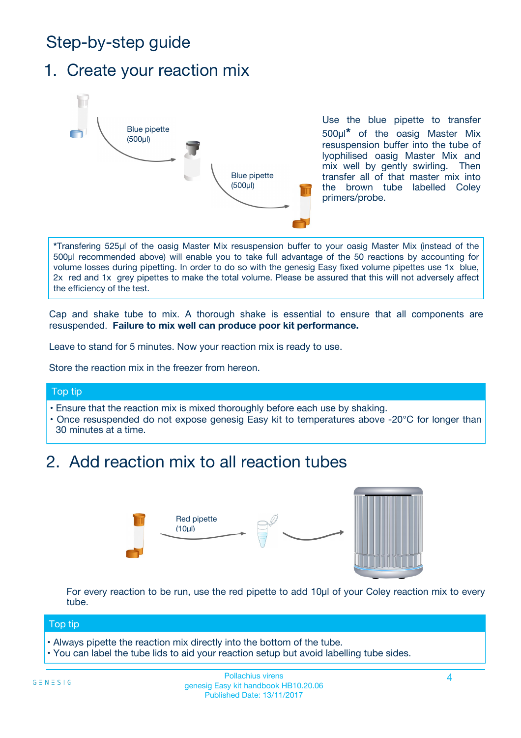# Step-by-step guide

## 1. Create your reaction mix

Blue pipette (500µl)

Blue pipette (500µl)

Use the blue pipette to transfer 500µl* of the oasig Master Mix resuspension buffer into the tube of lyophilised oasig Master Mix and mix well by gently swirling. Then transfer all of that master mix into the brown tube labelled Coley primers/probe.

*Transfering 525µl of the oasig Master Mix resuspension buffer to your oasig Master Mix (instead of the 500µl recommended above) will enable you to take full advantage of the 50 reactions by accounting for volume losses during pipetting. In order to do so with the genesig Easy fixed volume pipettes use 1x blue, 2x red and 1x grey pipettes to make the total volume. Please be assured that this will not adversely affect the efficiency of the test.

Cap and shake tube to mix. A thorough shake is essential to ensure that all components are resuspended. **Failure to mix well can produce poor kit performance.**

Leave to stand for 5 minutes. Now your reaction mix is ready to use.

Store the reaction mix in the freezer from hereon.

**Top tip**

- Ensure that the reaction mix is mixed thoroughly before each use by shaking.
- Once resuspended do not expose genesig Easy kit to temperatures above -20°C for longer than 30 minutes at a time.

## 2. Add reaction mix to all reaction tubes

Red pipette (10µl)

For every reaction to be run, use the red pipette to add 10µl of your Coley reaction mix to every tube.

**Top tip**

- Always pipette the reaction mix directly into the bottom of the tube.
- You can label the tube lids to aid your reaction setup but avoid labelling tube sides.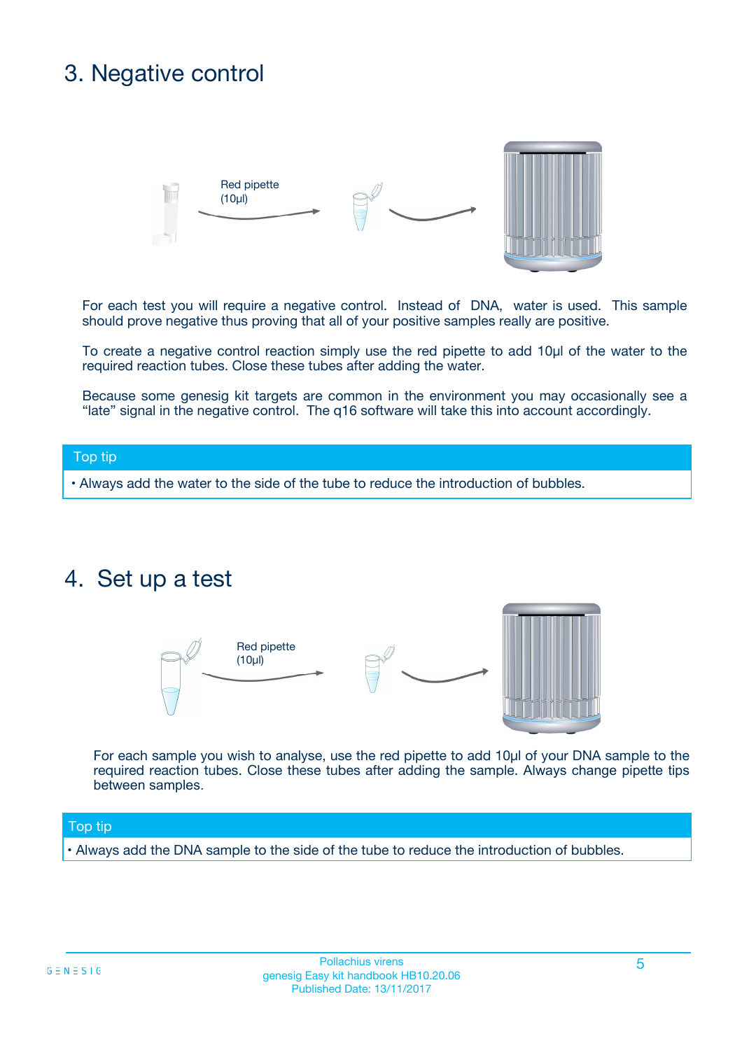## 3. Negative control

Red pipette (10µl)

For each test you will require a negative control. Instead of DNA, water is used. This sample should prove negative thus proving that all of your positive samples really are positive.

To create a negative control reaction simply use the red pipette to add 10µl of the water to the required reaction tubes. Close these tubes after adding the water.

Because some genesig kit targets are common in the environment you may occasionally see a "late" signal in the negative control. The q16 software will take this into account accordingly.

**Top tip**

- Always add the water to the side of the tube to reduce the introduction of bubbles.

## 4. Set up a test

Red pipette (10µl)

For each sample you wish to analyse, use the red pipette to add 10µl of your DNA sample to the required reaction tubes. Close these tubes after adding the sample. Always change pipette tips between samples.

**Top tip**

- Always add the DNA sample to the side of the tube to reduce the introduction of bubbles.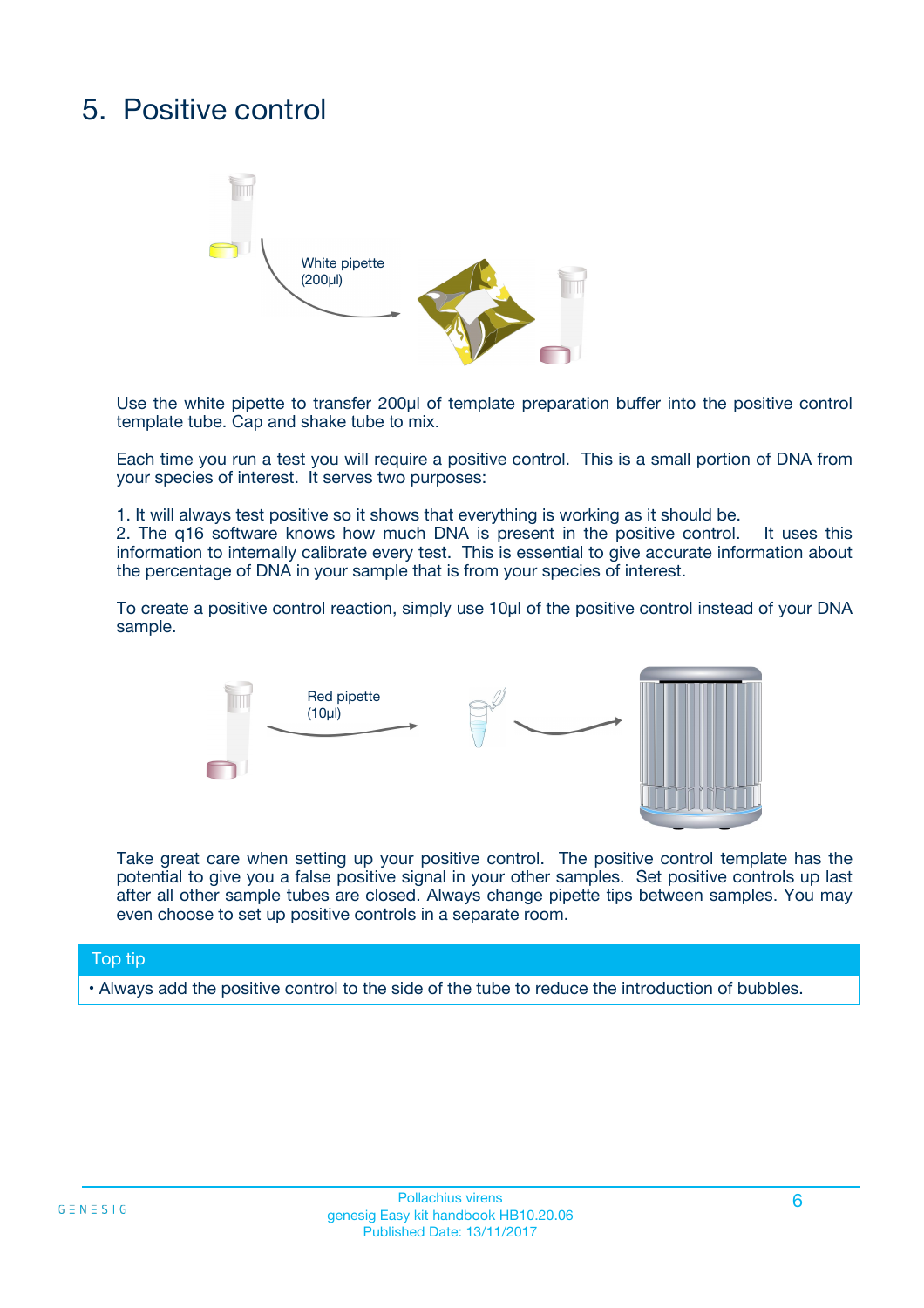# 5. Positive control

White pipette (200µl)

Use the white pipette to transfer 200µl of template preparation buffer into the positive control template tube. Cap and shake tube to mix.

Each time you run a test you will require a positive control. This is a small portion of DNA from your species of interest. It serves two purposes:

1. It will always test positive so it shows that everything is working as it should be.
2. The q16 software knows how much DNA is present in the positive control. It uses this information to internally calibrate every test. This is essential to give accurate information about the percentage of DNA in your sample that is from your species of interest.

To create a positive control reaction, simply use 10µl of the positive control instead of your DNA sample.

Red pipette (10µl)

Take great care when setting up your positive control. The positive control template has the potential to give you a false positive signal in your other samples. Set positive controls up last after all other sample tubes are closed. Always change pipette tips between samples. You may even choose to set up positive controls in a separate room.

**Top tip**

- Always add the positive control to the side of the tube to reduce the introduction of bubbles.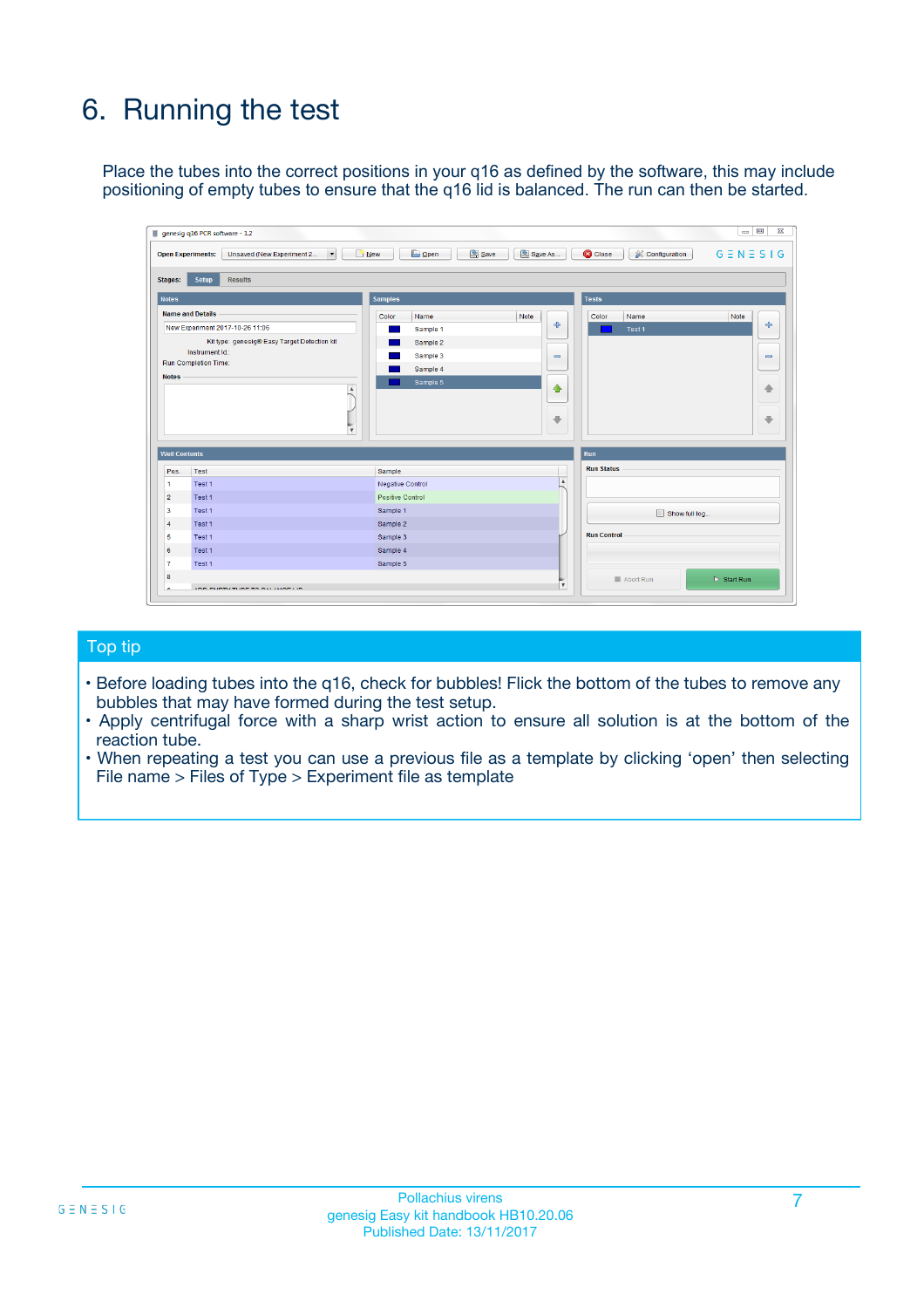# 6. Running the test

Place the tubes into the correct positions in your q16 as defined by the software, this may include positioning of empty tubes to ensure that the q16 lid is balanced. The run can then be started.

## Top tip

- Before loading tubes into the q16, check for bubbles! Flick the bottom of the tubes to remove any bubbles that may have formed during the test setup.
- Apply centrifugal force with a sharp wrist action to ensure all solution is at the bottom of the reaction tube.
- When repeating a test you can use a previous file as a template by clicking 'open' then selecting File name > Files of Type > Experiment file as template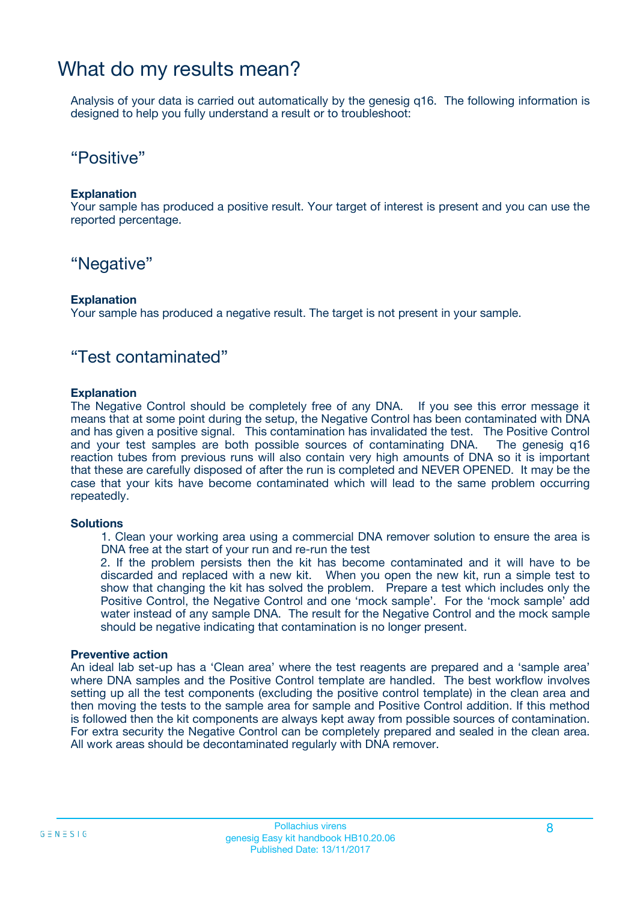# What do my results mean?

Analysis of your data is carried out automatically by the genesig q16. The following information is designed to help you fully understand a result or to troubleshoot:

## “Positive”

**Explanation**
Your sample has produced a positive result. Your target of interest is present and you can use the reported percentage.

## “Negative”

**Explanation**
Your sample has produced a negative result. The target is not present in your sample.

## “Test contaminated”

**Explanation**
The Negative Control should be completely free of any DNA. If you see this error message it means that at some point during the setup, the Negative Control has been contaminated with DNA and has given a positive signal. This contamination has invalidated the test. The Positive Control and your test samples are both possible sources of contaminating DNA. The genesig q16 reaction tubes from previous runs will also contain very high amounts of DNA so it is important that these are carefully disposed of after the run is completed and NEVER OPENED. It may be the case that your kits have become contaminated which will lead to the same problem occurring repeatedly.

**Solutions**

1. Clean your working area using a commercial DNA remover solution to ensure the area is DNA free at the start of your run and re-run the test
2. If the problem persists then the kit has become contaminated and it will have to be discarded and replaced with a new kit. When you open the new kit, run a simple test to show that changing the kit has solved the problem. Prepare a test which includes only the Positive Control, the Negative Control and one ‘mock sample’. For the ‘mock sample’ add water instead of any sample DNA. The result for the Negative Control and the mock sample should be negative indicating that contamination is no longer present.

**Preventive action**
An ideal lab set-up has a ‘Clean area’ where the test reagents are prepared and a ‘sample area’ where DNA samples and the Positive Control template are handled. The best workflow involves setting up all the test components (excluding the positive control template) in the clean area and then moving the tests to the sample area for sample and Positive Control addition. If this method is followed then the kit components are always kept away from possible sources of contamination. For extra security the Negative Control can be completely prepared and sealed in the clean area. All work areas should be decontaminated regularly with DNA remover.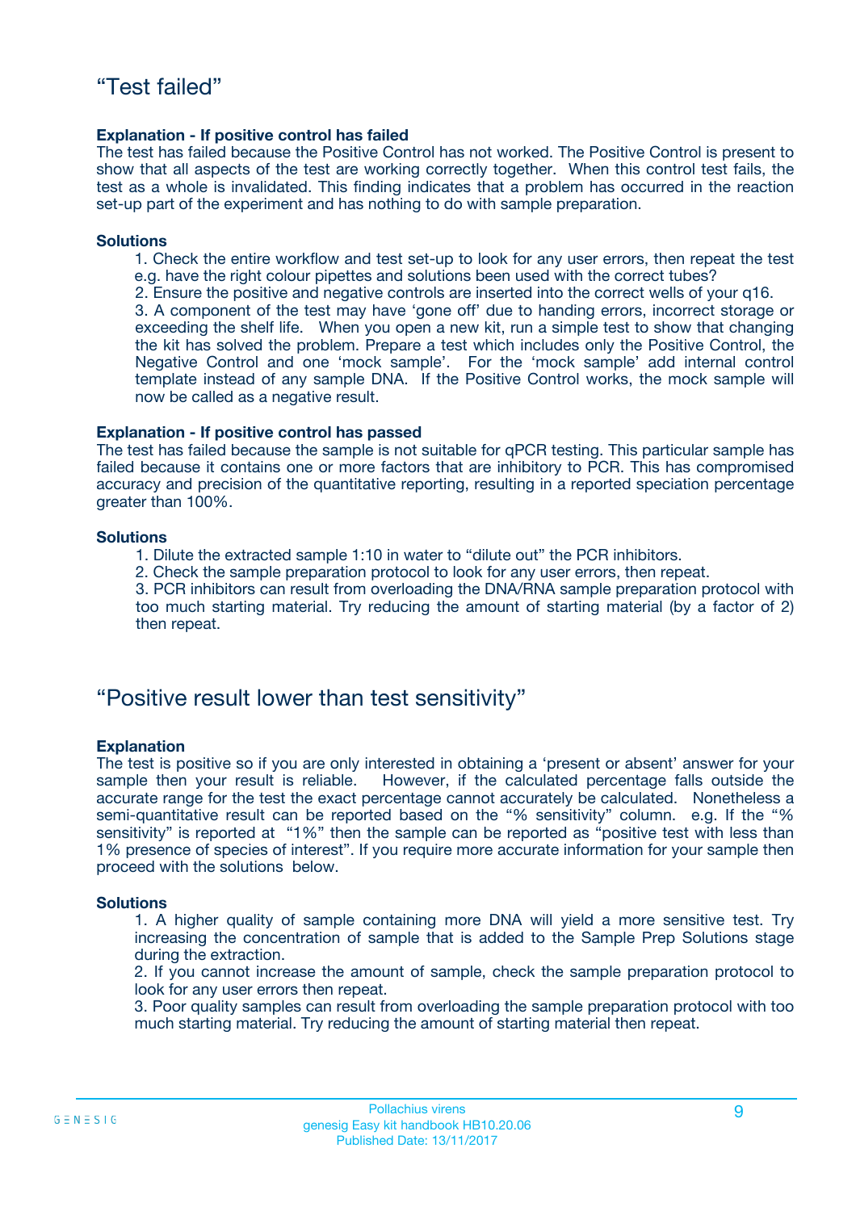## “Test failed”

**Explanation - If positive control has failed**

The test has failed because the Positive Control has not worked. The Positive Control is present to show that all aspects of the test are working correctly together. When this control test fails, the test as a whole is invalidated. This finding indicates that a problem has occurred in the reaction set-up part of the experiment and has nothing to do with sample preparation.

**Solutions**

1. Check the entire workflow and test set-up to look for any user errors, then repeat the test e.g. have the right colour pipettes and solutions been used with the correct tubes?
2. Ensure the positive and negative controls are inserted into the correct wells of your q16.
3. A component of the test may have ‘gone off’ due to handing errors, incorrect storage or exceeding the shelf life. When you open a new kit, run a simple test to show that changing the kit has solved the problem. Prepare a test which includes only the Positive Control, the Negative Control and one ‘mock sample’. For the ‘mock sample’ add internal control template instead of any sample DNA. If the Positive Control works, the mock sample will now be called as a negative result.

**Explanation - If positive control has passed**

The test has failed because the sample is not suitable for qPCR testing. This particular sample has failed because it contains one or more factors that are inhibitory to PCR. This has compromised accuracy and precision of the quantitative reporting, resulting in a reported speciation percentage greater than 100%.

**Solutions**

1. Dilute the extracted sample 1:10 in water to “dilute out” the PCR inhibitors.
2. Check the sample preparation protocol to look for any user errors, then repeat.
3. PCR inhibitors can result from overloading the DNA/RNA sample preparation protocol with too much starting material. Try reducing the amount of starting material (by a factor of 2) then repeat.

## “Positive result lower than test sensitivity”

**Explanation**

The test is positive so if you are only interested in obtaining a ‘present or absent’ answer for your sample then your result is reliable. However, if the calculated percentage falls outside the accurate range for the test the exact percentage cannot accurately be calculated. Nonetheless a semi-quantitative result can be reported based on the “% sensitivity” column. e.g. If the “% sensitivity” is reported at “1%” then the sample can be reported as “positive test with less than 1% presence of species of interest”. If you require more accurate information for your sample then proceed with the solutions below.

**Solutions**

1. A higher quality of sample containing more DNA will yield a more sensitive test. Try increasing the concentration of sample that is added to the Sample Prep Solutions stage during the extraction.
2. If you cannot increase the amount of sample, check the sample preparation protocol to look for any user errors then repeat.
3. Poor quality samples can result from overloading the sample preparation protocol with too much starting material. Try reducing the amount of starting material then repeat.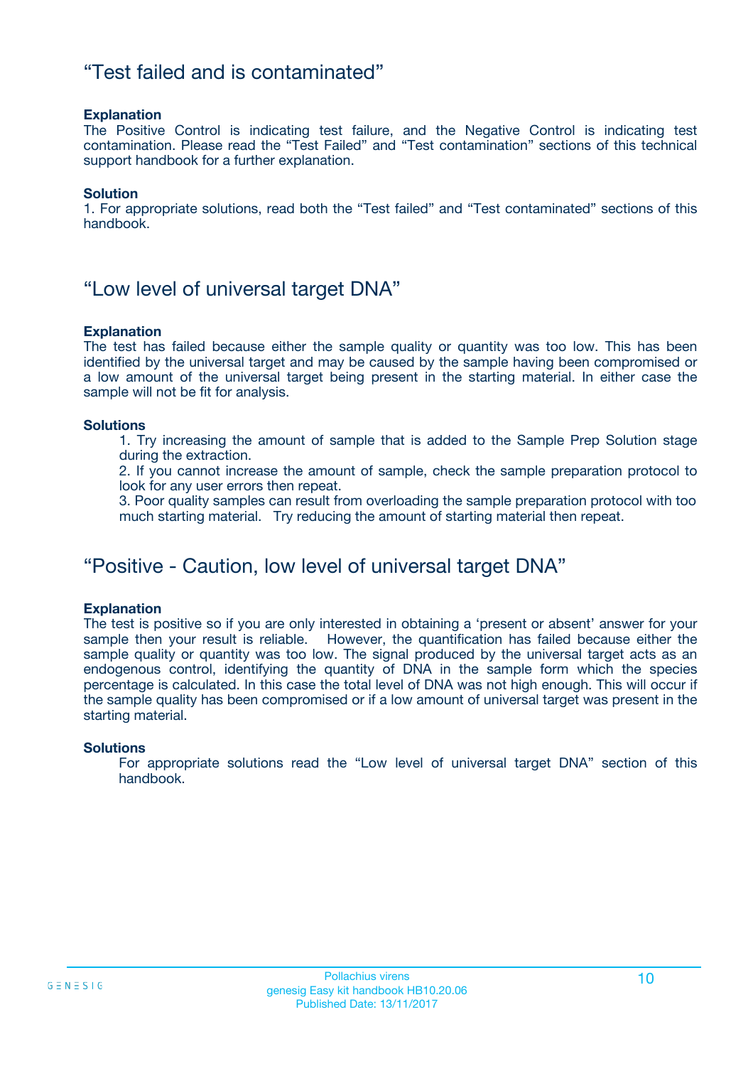## “Test failed and is contaminated”

**Explanation**
The Positive Control is indicating test failure, and the Negative Control is indicating test contamination. Please read the “Test Failed” and “Test contamination” sections of this technical support handbook for a further explanation.

**Solution**
1. For appropriate solutions, read both the “Test failed” and “Test contaminated” sections of this handbook.

## “Low level of universal target DNA”

**Explanation**
The test has failed because either the sample quality or quantity was too low. This has been identified by the universal target and may be caused by the sample having been compromised or a low amount of the universal target being present in the starting material. In either case the sample will not be fit for analysis.

**Solutions**

1. Try increasing the amount of sample that is added to the Sample Prep Solution stage during the extraction.
2. If you cannot increase the amount of sample, check the sample preparation protocol to look for any user errors then repeat.
3. Poor quality samples can result from overloading the sample preparation protocol with too much starting material. Try reducing the amount of starting material then repeat.

## “Positive - Caution, low level of universal target DNA”

**Explanation**
The test is positive so if you are only interested in obtaining a ‘present or absent’ answer for your sample then your result is reliable. However, the quantification has failed because either the sample quality or quantity was too low. The signal produced by the universal target acts as an endogenous control, identifying the quantity of DNA in the sample form which the species percentage is calculated. In this case the total level of DNA was not high enough. This will occur if the sample quality has been compromised or if a low amount of universal target was present in the starting material.

**Solutions**
For appropriate solutions read the “Low level of universal target DNA” section of this handbook.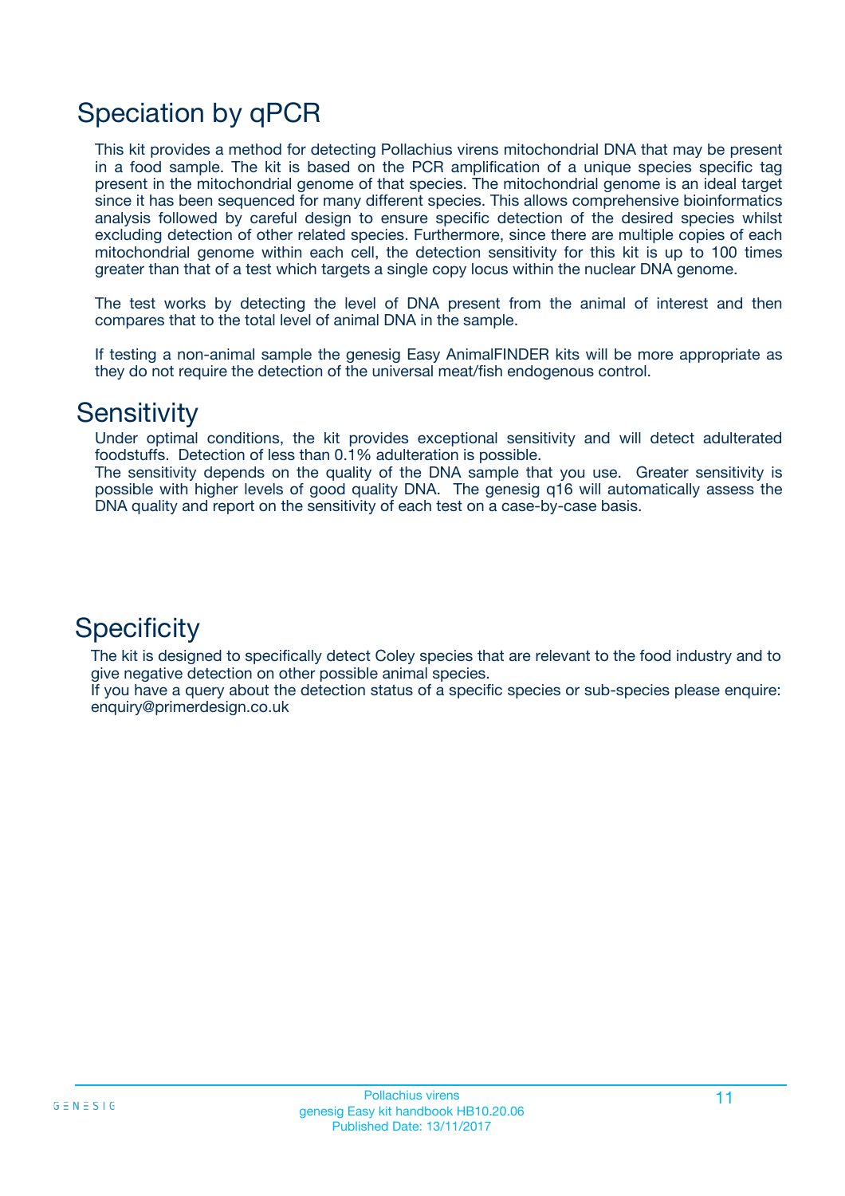# Speciation by qPCR

This kit provides a method for detecting Pollachius virens mitochondrial DNA that may be present in a food sample. The kit is based on the PCR amplification of a unique species specific tag present in the mitochondrial genome of that species. The mitochondrial genome is an ideal target since it has been sequenced for many different species. This allows comprehensive bioinformatics analysis followed by careful design to ensure specific detection of the desired species whilst excluding detection of other related species. Furthermore, since there are multiple copies of each mitochondrial genome within each cell, the detection sensitivity for this kit is up to 100 times greater than that of a test which targets a single copy locus within the nuclear DNA genome.

The test works by detecting the level of DNA present from the animal of interest and then compares that to the total level of animal DNA in the sample.

If testing a non-animal sample the genesig Easy AnimalFINDER kits will be more appropriate as they do not require the detection of the universal meat/fish endogenous control.

# Sensitivity

Under optimal conditions, the kit provides exceptional sensitivity and will detect adulterated foodstuffs. Detection of less than 0.1% adulteration is possible.
The sensitivity depends on the quality of the DNA sample that you use. Greater sensitivity is possible with higher levels of good quality DNA. The genesig q16 will automatically assess the DNA quality and report on the sensitivity of each test on a case-by-case basis.

# Specificity

The kit is designed to specifically detect Coley species that are relevant to the food industry and to give negative detection on other possible animal species.
If you have a query about the detection status of a specific species or sub-species please enquire: enquiry@primerdesign.co.uk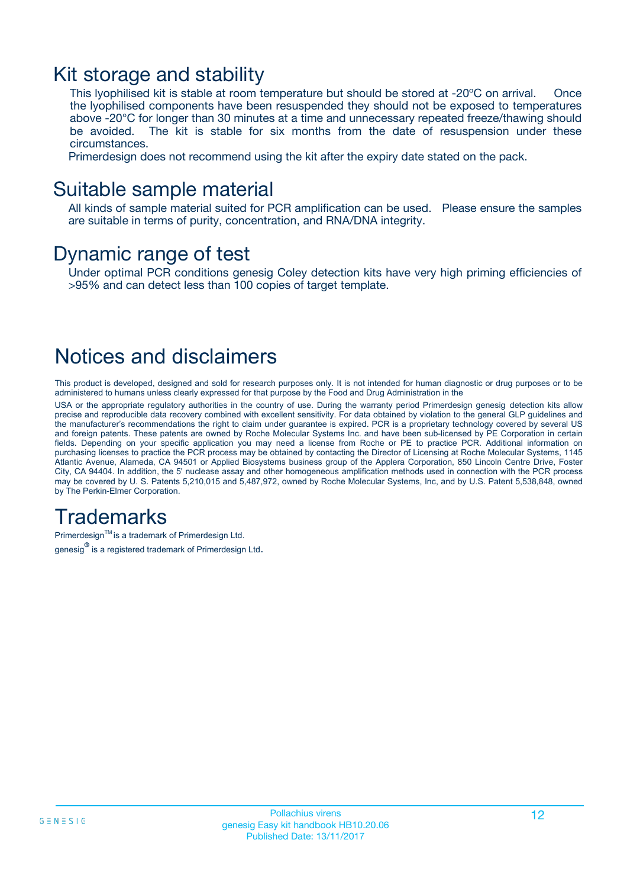## Kit storage and stability

This lyophilised kit is stable at room temperature but should be stored at -20ºC on arrival. Once the lyophilised components have been resuspended they should not be exposed to temperatures above -20°C for longer than 30 minutes at a time and unnecessary repeated freeze/thawing should be avoided. The kit is stable for six months from the date of resuspension under these circumstances.

Primerdesign does not recommend using the kit after the expiry date stated on the pack.

## Suitable sample material

All kinds of sample material suited for PCR amplification can be used. Please ensure the samples are suitable in terms of purity, concentration, and RNA/DNA integrity.

## Dynamic range of test

Under optimal PCR conditions genesig Coley detection kits have very high priming efficiencies of >95% and can detect less than 100 copies of target template.

# Notices and disclaimers

This product is developed, designed and sold for research purposes only. It is not intended for human diagnostic or drug purposes or to be administered to humans unless clearly expressed for that purpose by the Food and Drug Administration in the

USA or the appropriate regulatory authorities in the country of use. During the warranty period Primerdesign genesig detection kits allow precise and reproducible data recovery combined with excellent sensitivity. For data obtained by violation to the general GLP guidelines and the manufacturer's recommendations the right to claim under guarantee is expired. PCR is a proprietary technology covered by several US and foreign patents. These patents are owned by Roche Molecular Systems Inc. and have been sub-licensed by PE Corporation in certain fields. Depending on your specific application you may need a license from Roche or PE to practice PCR. Additional information on purchasing licenses to practice the PCR process may be obtained by contacting the Director of Licensing at Roche Molecular Systems, 1145 Atlantic Avenue, Alameda, CA 94501 or Applied Biosystems business group of the Applera Corporation, 850 Lincoln Centre Drive, Foster City, CA 94404. In addition, the 5' nuclease assay and other homogeneous amplification methods used in connection with the PCR process may be covered by U. S. Patents 5,210,015 and 5,487,972, owned by Roche Molecular Systems, Inc, and by U.S. Patent 5,538,848, owned by The Perkin-Elmer Corporation.

# Trademarks

Primerdesign™ is a trademark of Primerdesign Ltd.

genesig® is a registered trademark of Primerdesign Ltd.